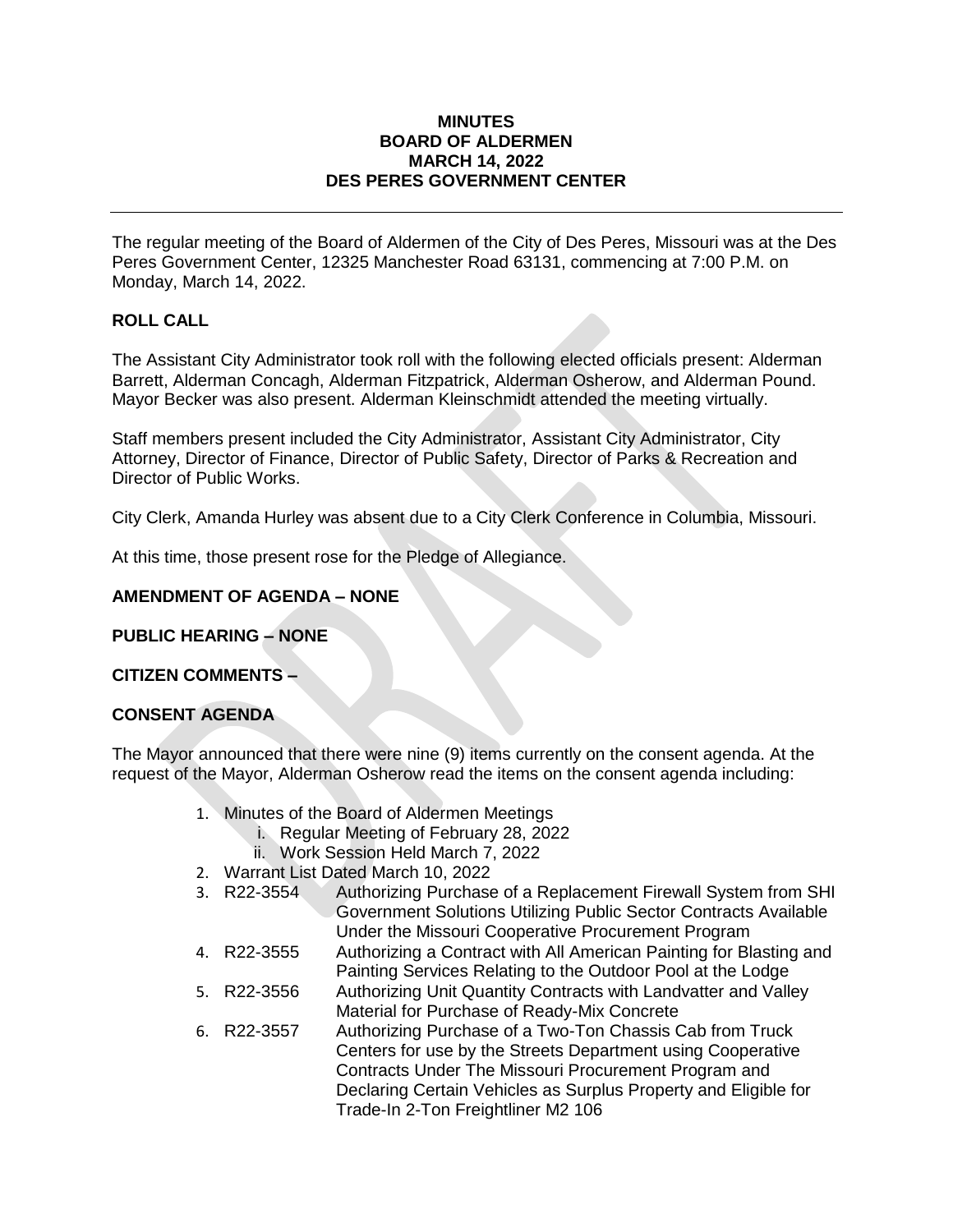**MINUTES**
**BOARD OF ALDERMEN**
**MARCH 14, 2022**
**DES PERES GOVERNMENT CENTER**

---

The regular meeting of the Board of Aldermen of the City of Des Peres, Missouri was at the Des Peres Government Center, 12325 Manchester Road 63131, commencing at 7:00 P.M. on Monday, March 14, 2022.

## ROLL CALL

The Assistant City Administrator took roll with the following elected officials present: Alderman Barrett, Alderman Concagh, Alderman Fitzpatrick, Alderman Osherow, and Alderman Pound. Mayor Becker was also present. Alderman Kleinschmidt attended the meeting virtually.

Staff members present included the City Administrator, Assistant City Administrator, City Attorney, Director of Finance, Director of Public Safety, Director of Parks & Recreation and Director of Public Works.

City Clerk, Amanda Hurley was absent due to a City Clerk Conference in Columbia, Missouri.

At this time, those present rose for the Pledge of Allegiance.

## AMENDMENT OF AGENDA – NONE

## PUBLIC HEARING – NONE

## CITIZEN COMMENTS –

## CONSENT AGENDA

The Mayor announced that there were nine (9) items currently on the consent agenda. At the request of the Mayor, Alderman Osherow read the items on the consent agenda including:

1. Minutes of the Board of Aldermen Meetings
   i. Regular Meeting of February 28, 2022
   ii. Work Session Held March 7, 2022
2. Warrant List Dated March 10, 2022
3. R22-3554 Authorizing Purchase of a Replacement Firewall System from SHI Government Solutions Utilizing Public Sector Contracts Available Under the Missouri Cooperative Procurement Program
4. R22-3555 Authorizing a Contract with All American Painting for Blasting and Painting Services Relating to the Outdoor Pool at the Lodge
5. R22-3556 Authorizing Unit Quantity Contracts with Landvatter and Valley Material for Purchase of Ready-Mix Concrete
6. R22-3557 Authorizing Purchase of a Two-Ton Chassis Cab from Truck Centers for use by the Streets Department using Cooperative Contracts Under The Missouri Procurement Program and Declaring Certain Vehicles as Surplus Property and Eligible for Trade-In 2-Ton Freightliner M2 106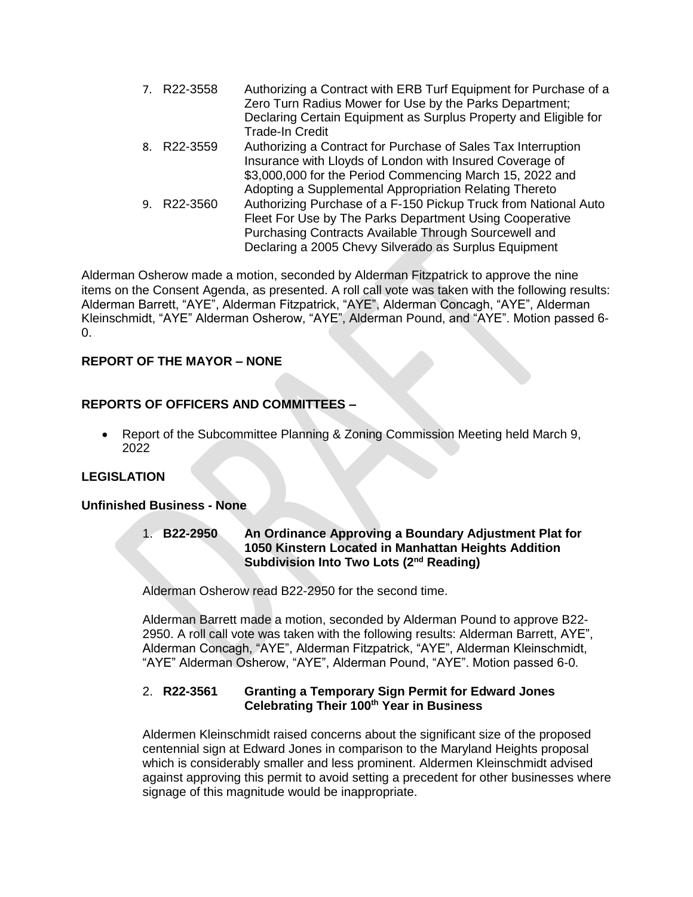7. R22-3558 Authorizing a Contract with ERB Turf Equipment for Purchase of a Zero Turn Radius Mower for Use by the Parks Department; Declaring Certain Equipment as Surplus Property and Eligible for Trade-In Credit
8. R22-3559 Authorizing a Contract for Purchase of Sales Tax Interruption Insurance with Lloyds of London with Insured Coverage of $3,000,000 for the Period Commencing March 15, 2022 and Adopting a Supplemental Appropriation Relating Thereto
9. R22-3560 Authorizing Purchase of a F-150 Pickup Truck from National Auto Fleet For Use by The Parks Department Using Cooperative Purchasing Contracts Available Through Sourcewell and Declaring a 2005 Chevy Silverado as Surplus Equipment

Alderman Osherow made a motion, seconded by Alderman Fitzpatrick to approve the nine items on the Consent Agenda, as presented. A roll call vote was taken with the following results: Alderman Barrett, "AYE", Alderman Fitzpatrick, "AYE", Alderman Concagh, "AYE", Alderman Kleinschmidt, "AYE" Alderman Osherow, "AYE", Alderman Pound, and "AYE". Motion passed 6-0.

## REPORT OF THE MAYOR – NONE

## REPORTS OF OFFICERS AND COMMITTEES –

- Report of the Subcommittee Planning & Zoning Commission Meeting held March 9, 2022

## LEGISLATION

### Unfinished Business - None

1. **B22-2950 An Ordinance Approving a Boundary Adjustment Plat for 1050 Kinstern Located in Manhattan Heights Addition Subdivision Into Two Lots (2nd Reading)**

   Alderman Osherow read B22-2950 for the second time.

   Alderman Barrett made a motion, seconded by Alderman Pound to approve B22-2950. A roll call vote was taken with the following results: Alderman Barrett, AYE", Alderman Concagh, "AYE", Alderman Fitzpatrick, "AYE", Alderman Kleinschmidt, "AYE" Alderman Osherow, "AYE", Alderman Pound, "AYE". Motion passed 6-0.

2. **R22-3561 Granting a Temporary Sign Permit for Edward Jones Celebrating Their 100th Year in Business**

   Aldermen Kleinschmidt raised concerns about the significant size of the proposed centennial sign at Edward Jones in comparison to the Maryland Heights proposal which is considerably smaller and less prominent. Aldermen Kleinschmidt advised against approving this permit to avoid setting a precedent for other businesses where signage of this magnitude would be inappropriate.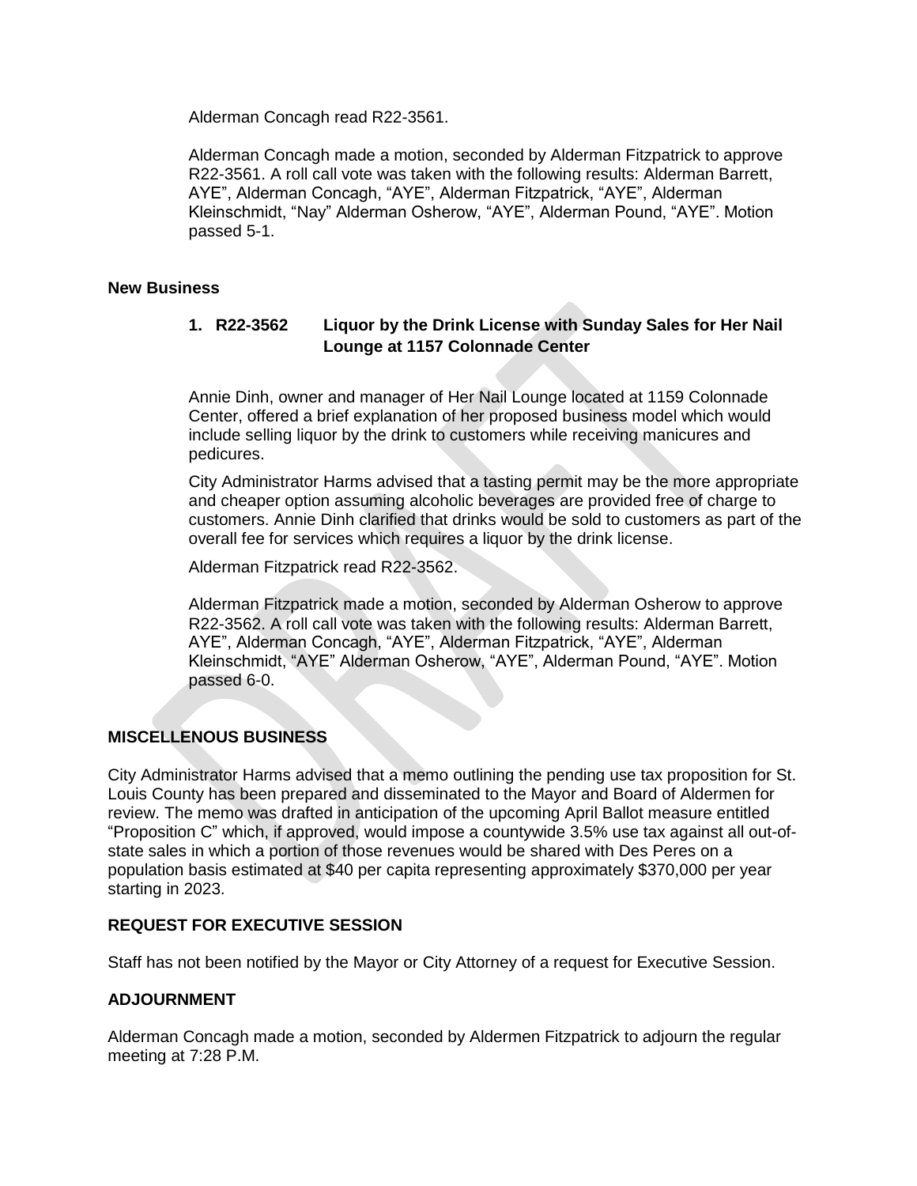Alderman Concagh read R22-3561.

Alderman Concagh made a motion, seconded by Alderman Fitzpatrick to approve R22-3561. A roll call vote was taken with the following results: Alderman Barrett, AYE", Alderman Concagh, "AYE", Alderman Fitzpatrick, "AYE", Alderman Kleinschmidt, "Nay" Alderman Osherow, "AYE", Alderman Pound, "AYE". Motion passed 5-1.

**New Business**

1. **R22-3562 Liquor by the Drink License with Sunday Sales for Her Nail Lounge at 1157 Colonnade Center**

Annie Dinh, owner and manager of Her Nail Lounge located at 1159 Colonnade Center, offered a brief explanation of her proposed business model which would include selling liquor by the drink to customers while receiving manicures and pedicures.

City Administrator Harms advised that a tasting permit may be the more appropriate and cheaper option assuming alcoholic beverages are provided free of charge to customers. Annie Dinh clarified that drinks would be sold to customers as part of the overall fee for services which requires a liquor by the drink license.

Alderman Fitzpatrick read R22-3562.

Alderman Fitzpatrick made a motion, seconded by Alderman Osherow to approve R22-3562. A roll call vote was taken with the following results: Alderman Barrett, AYE", Alderman Concagh, "AYE", Alderman Fitzpatrick, "AYE", Alderman Kleinschmidt, "AYE" Alderman Osherow, "AYE", Alderman Pound, "AYE". Motion passed 6-0.

**MISCELLENOUS BUSINESS**

City Administrator Harms advised that a memo outlining the pending use tax proposition for St. Louis County has been prepared and disseminated to the Mayor and Board of Aldermen for review. The memo was drafted in anticipation of the upcoming April Ballot measure entitled "Proposition C" which, if approved, would impose a countywide 3.5% use tax against all out-of-state sales in which a portion of those revenues would be shared with Des Peres on a population basis estimated at $40 per capita representing approximately $370,000 per year starting in 2023.

**REQUEST FOR EXECUTIVE SESSION**

Staff has not been notified by the Mayor or City Attorney of a request for Executive Session.

**ADJOURNMENT**

Alderman Concagh made a motion, seconded by Aldermen Fitzpatrick to adjourn the regular meeting at 7:28 P.M.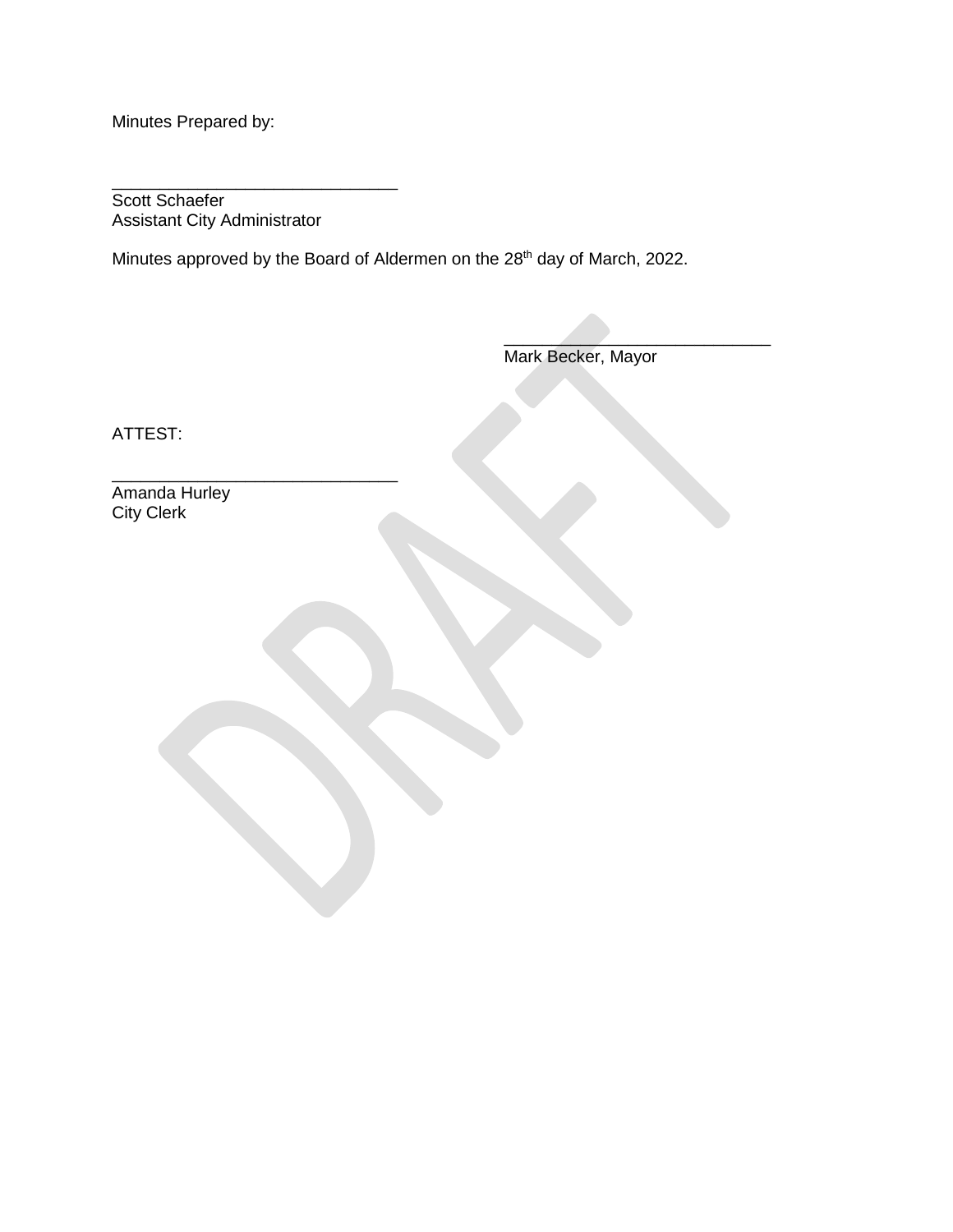Minutes Prepared by:

\_\_\_\_\_\_\_\_\_\_\_\_\_\_\_\_\_\_\_\_\_\_\_\_\_\_\_\_\_\_
Scott Schaefer
Assistant City Administrator

Minutes approved by the Board of Aldermen on the 28th day of March, 2022.

\_\_\_\_\_\_\_\_\_\_\_\_\_\_\_\_\_\_\_\_\_\_\_\_\_\_\_\_\_\_
Mark Becker, Mayor

ATTEST:

\_\_\_\_\_\_\_\_\_\_\_\_\_\_\_\_\_\_\_\_\_\_\_\_\_\_\_\_\_\_
Amanda Hurley
City Clerk

DRAFT